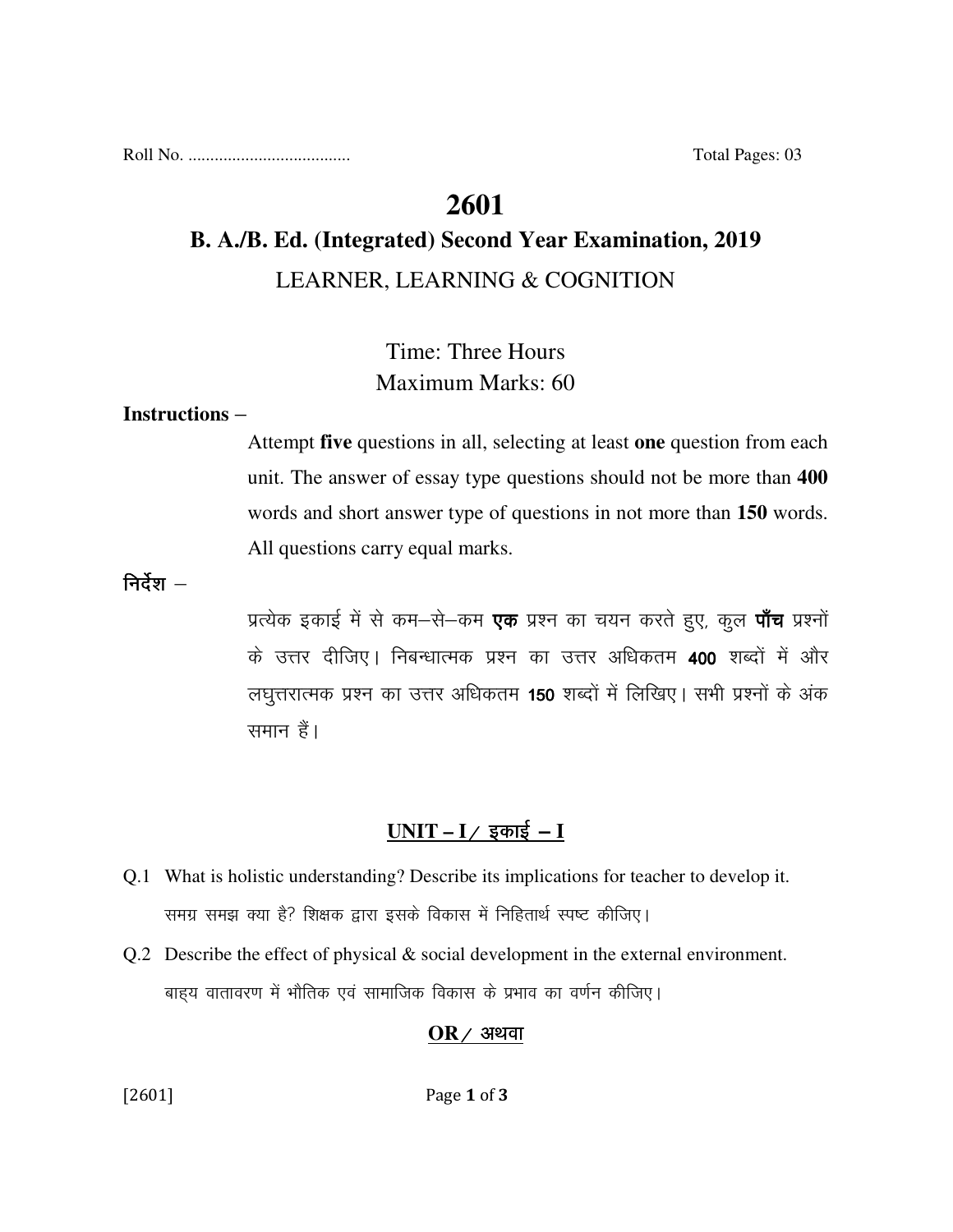Roll No. .................................... Total Pages: 03

# 2601

## B. A./B. Ed. (Integrated) Second Year Examination, 2019

LEARNER, LEARNING & COGNITION

Time: Three Hours
Maximum Marks: 60

**Instructions** –

Attempt **five** questions in all, selecting at least **one** question from each unit. The answer of essay type questions should not be more than **400** words and short answer type of questions in not more than **150** words. All questions carry equal marks.

**निर्देश** –

प्रत्येक इकाई में से कम–से–कम **एक** प्रश्न का चयन करते हुए, कुल **पाँच** प्रश्नों के उत्तर दीजिए। निबन्धात्मक प्रश्न का उत्तर अधिकतम **400** शब्दों में और लघुत्तरात्मक प्रश्न का उत्तर अधिकतम **150** शब्दों में लिखिए। सभी प्रश्नों के अंक समान हैं।

## UNIT – I / इकाई – I

Q.1 What is holistic understanding? Describe its implications for teacher to develop it.
समग्र समझ क्या है? शिक्षक द्वारा इसके विकास में निहितार्थ स्पष्ट कीजिए।

Q.2 Describe the effect of physical & social development in the external environment.
बाह्य वातावरण में भौतिक एवं सामाजिक विकास के प्रभाव का वर्णन कीजिए।

**OR / अथवा**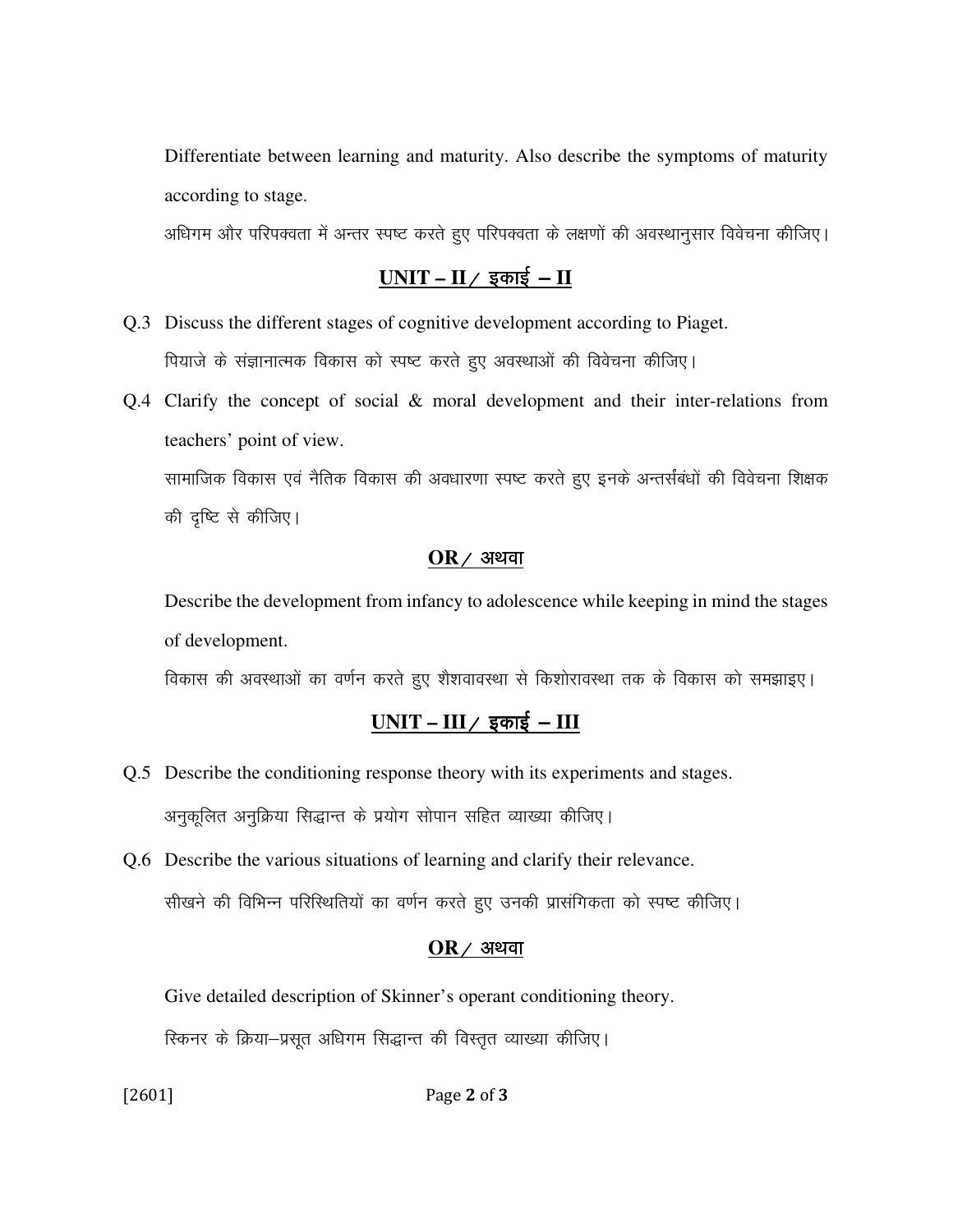Differentiate between learning and maturity. Also describe the symptoms of maturity according to stage.

अधिगम और परिपक्वता में अन्तर स्पष्ट करते हुए परिपक्वता के लक्षणों की अवस्थानुसार विवेचना कीजिए।

## UNIT – II / इकाई – II

Q.3 Discuss the different stages of cognitive development according to Piaget.

पियाजे के संज्ञानात्मक विकास को स्पष्ट करते हुए अवस्थाओं की विवेचना कीजिए।

Q.4 Clarify the concept of social & moral development and their inter-relations from teachers' point of view.

सामाजिक विकास एवं नैतिक विकास की अवधारणा स्पष्ट करते हुए इनके अन्तर्संबंधों की विवेचना शिक्षक की दृष्टि से कीजिए।

**OR / अथवा**

Describe the development from infancy to adolescence while keeping in mind the stages of development.

विकास की अवस्थाओं का वर्णन करते हुए शैशवावस्था से किशोरावस्था तक के विकास को समझाइए।

## UNIT – III / इकाई – III

Q.5 Describe the conditioning response theory with its experiments and stages.

अनुकूलित अनुक्रिया सिद्धान्त के प्रयोग सोपान सहित व्याख्या कीजिए।

Q.6 Describe the various situations of learning and clarify their relevance.

सीखने की विभिन्न परिस्थितियों का वर्णन करते हुए उनकी प्रासंगिकता को स्पष्ट कीजिए।

**OR / अथवा**

Give detailed description of Skinner's operant conditioning theory.

स्किनर के क्रिया–प्रसूत अधिगम सिद्धान्त की विस्तृत व्याख्या कीजिए।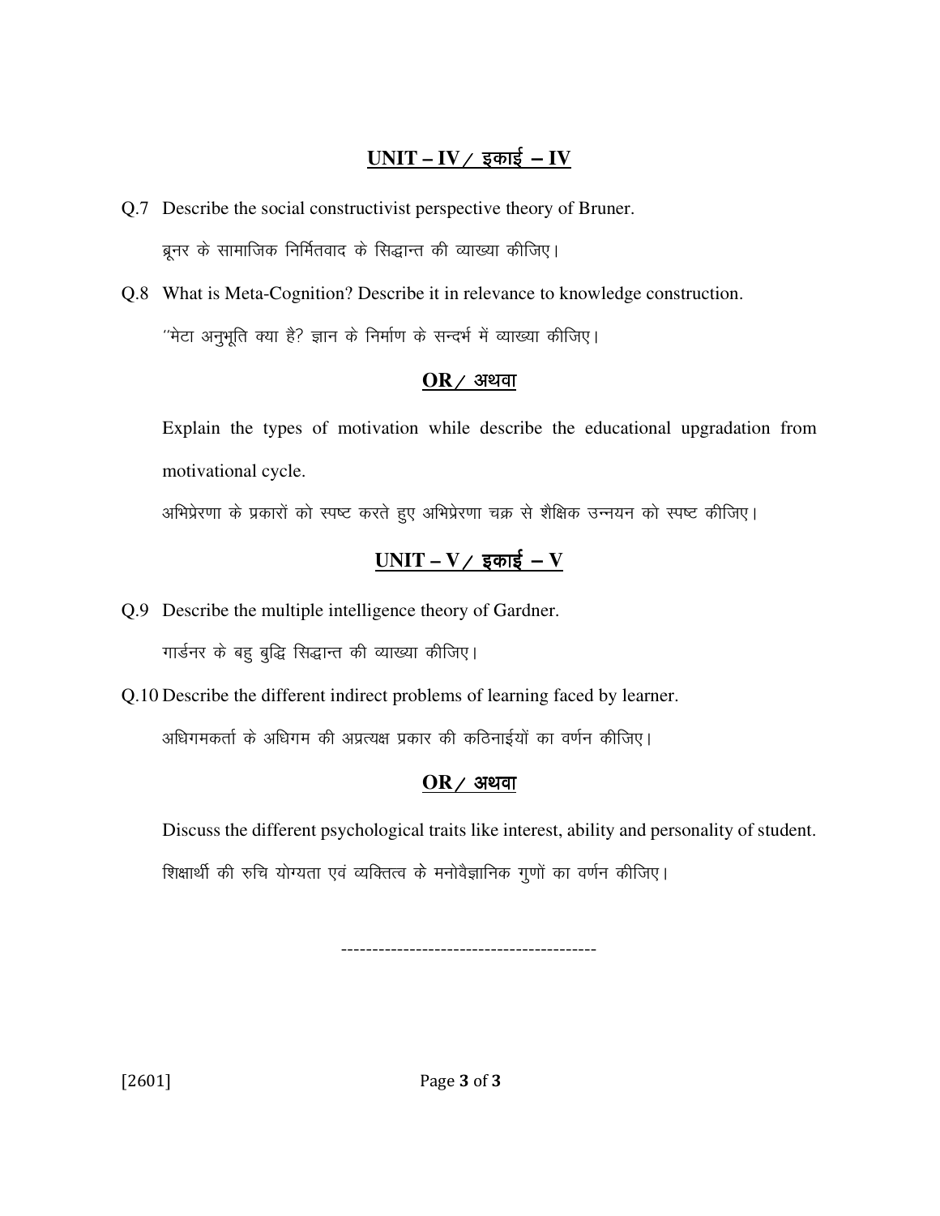## UNIT – IV / इकाई – IV

Q.7 Describe the social constructivist perspective theory of Bruner.

ब्रूनर के सामाजिक निर्मितवाद के सिद्धान्त की व्याख्या कीजिए।

Q.8 What is Meta-Cognition? Describe it in relevance to knowledge construction.

"मेटा अनुभूति क्या है? ज्ञान के निर्माण के सन्दर्भ में व्याख्या कीजिए।

**OR / अथवा**

Explain the types of motivation while describe the educational upgradation from motivational cycle.

अभिप्रेरणा के प्रकारों को स्पष्ट करते हुए अभिप्रेरणा चक्र से शैक्षिक उन्नयन को स्पष्ट कीजिए।

## UNIT – V / इकाई – V

Q.9 Describe the multiple intelligence theory of Gardner.

गार्डनर के बहु बुद्धि सिद्धान्त की व्याख्या कीजिए।

Q.10 Describe the different indirect problems of learning faced by learner.

अधिगमकर्ता के अधिगम की अप्रत्यक्ष प्रकार की कठिनाईयों का वर्णन कीजिए।

**OR / अथवा**

Discuss the different psychological traits like interest, ability and personality of student.

शिक्षार्थी की रुचि योग्यता एवं व्यक्तित्व के मनोवैज्ञानिक गुणों का वर्णन कीजिए।

-----------------------------------------

[2601]